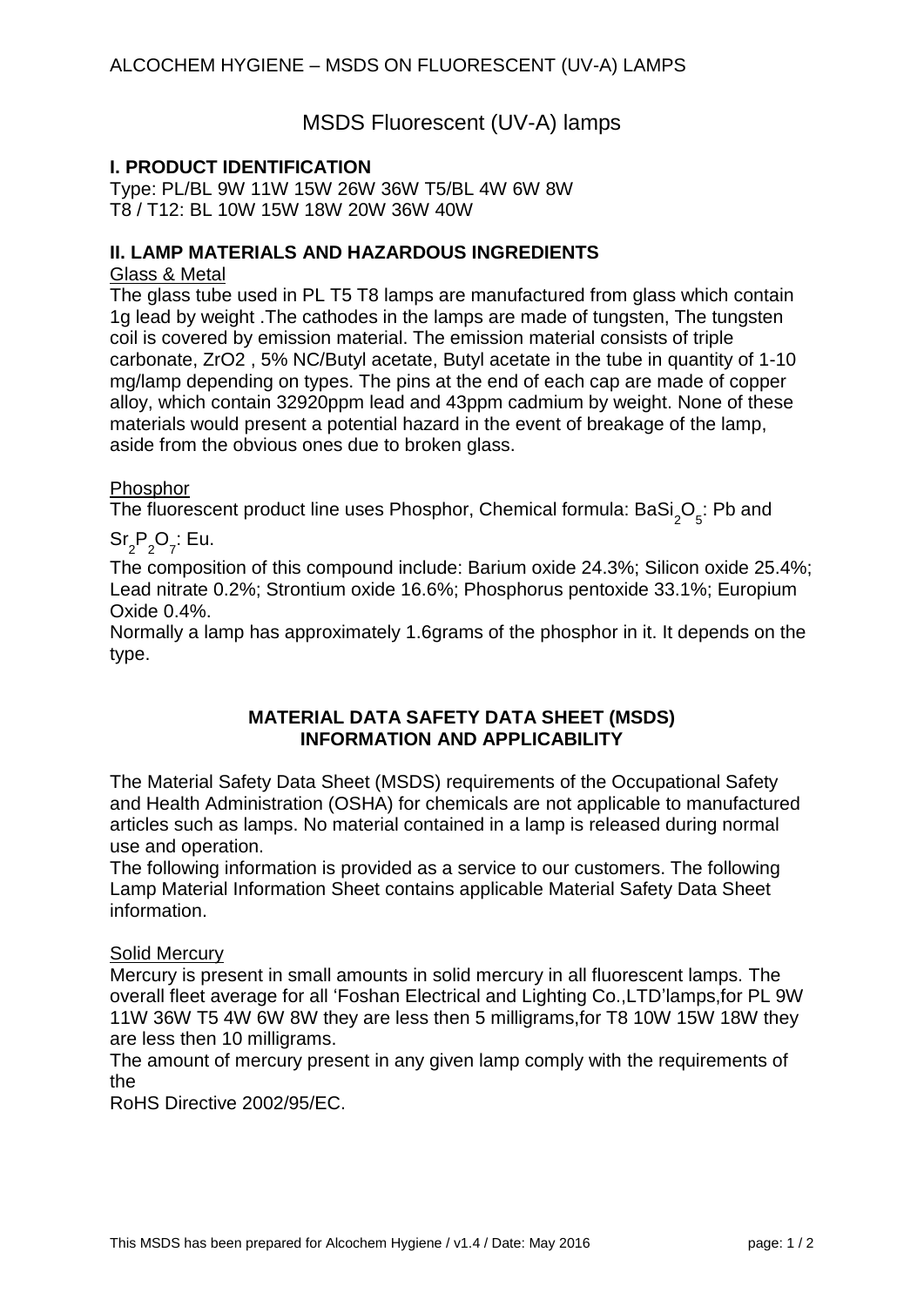# ALCOCHEM HYGIENE – MSDS ON FLUORESCENT (UV-A) LAMPS

## MSDS Fluorescent (UV-A) lamps

### I. PRODUCT IDENTIFICATION

Type: PL/BL 9W 11W 15W 26W 36W T5/BL 4W 6W 8W
T8 / T12: BL 10W 15W 18W 20W 36W 40W

### II. LAMP MATERIALS AND HAZARDOUS INGREDIENTS

Glass & Metal

The glass tube used in PL T5 T8 lamps are manufactured from glass which contain 1g lead by weight .The cathodes in the lamps are made of tungsten, The tungsten coil is covered by emission material. The emission material consists of triple carbonate, ZrO2 , 5% NC/Butyl acetate, Butyl acetate in the tube in quantity of 1-10 mg/lamp depending on types. The pins at the end of each cap are made of copper alloy, which contain 32920ppm lead and 43ppm cadmium by weight. None of these materials would present a potential hazard in the event of breakage of the lamp, aside from the obvious ones due to broken glass.

Phosphor

The fluorescent product line uses Phosphor, Chemical formula: $BaSi_2O_5$: Pb and $Sr_2P_2O_7$: Eu.

The composition of this compound include: Barium oxide 24.3%; Silicon oxide 25.4%; Lead nitrate 0.2%; Strontium oxide 16.6%; Phosphorus pentoxide 33.1%; Europium Oxide 0.4%.

Normally a lamp has approximately 1.6grams of the phosphor in it. It depends on the type.

### MATERIAL DATA SAFETY DATA SHEET (MSDS) INFORMATION AND APPLICABILITY

The Material Safety Data Sheet (MSDS) requirements of the Occupational Safety and Health Administration (OSHA) for chemicals are not applicable to manufactured articles such as lamps. No material contained in a lamp is released during normal use and operation.

The following information is provided as a service to our customers. The following Lamp Material Information Sheet contains applicable Material Safety Data Sheet information.

Solid Mercury

Mercury is present in small amounts in solid mercury in all fluorescent lamps. The overall fleet average for all 'Foshan Electrical and Lighting Co.,LTD'lamps,for PL 9W 11W 36W T5 4W 6W 8W they are less then 5 milligrams,for T8 10W 15W 18W they are less then 10 milligrams.

The amount of mercury present in any given lamp comply with the requirements of the
RoHS Directive 2002/95/EC.

This MSDS has been prepared for Alcochem Hygiene / v1.4 / Date: May 2016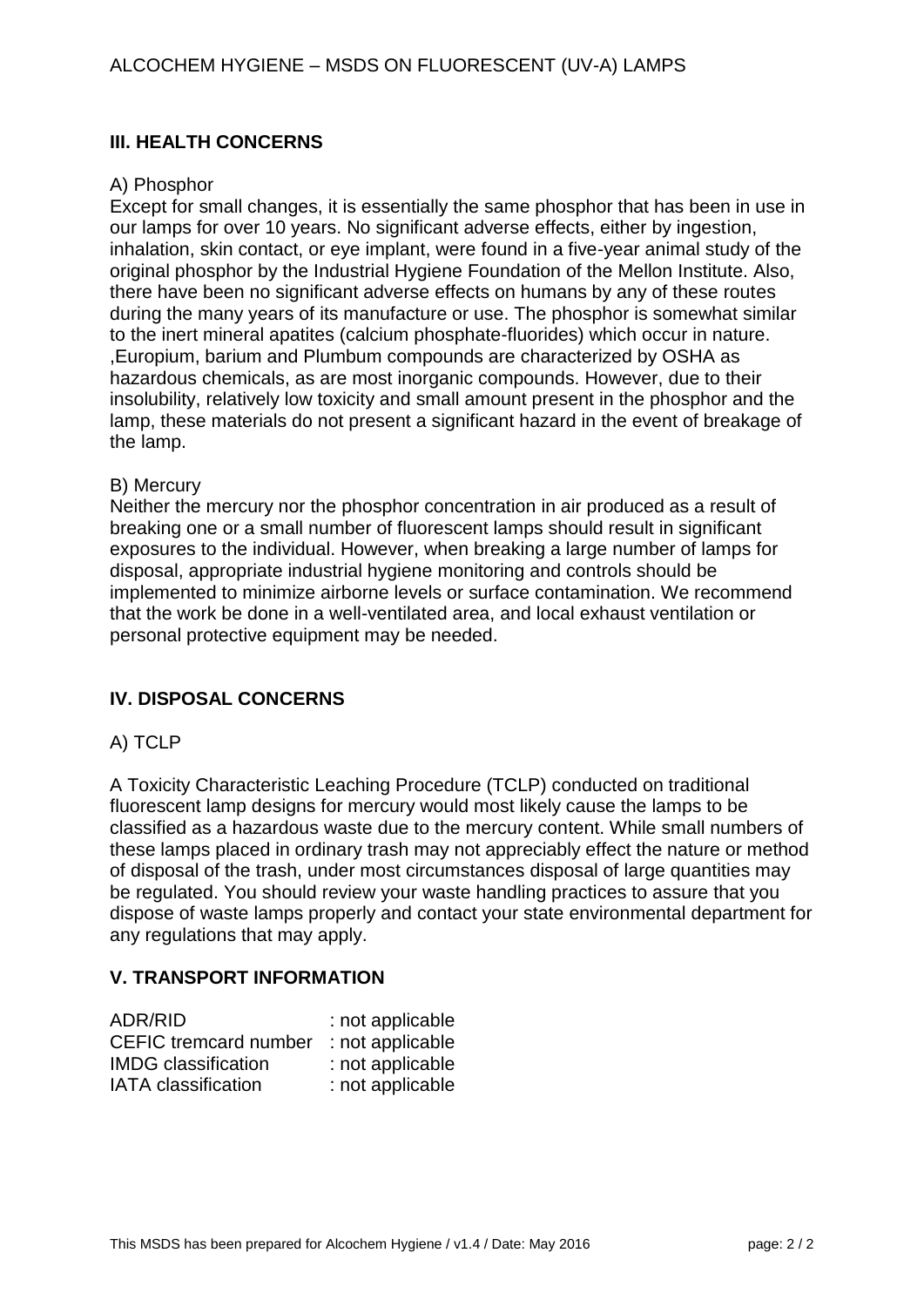## III. HEALTH CONCERNS

A) Phosphor

Except for small changes, it is essentially the same phosphor that has been in use in our lamps for over 10 years. No significant adverse effects, either by ingestion, inhalation, skin contact, or eye implant, were found in a five-year animal study of the original phosphor by the Industrial Hygiene Foundation of the Mellon Institute. Also, there have been no significant adverse effects on humans by any of these routes during the many years of its manufacture or use. The phosphor is somewhat similar to the inert mineral apatites (calcium phosphate-fluorides) which occur in nature. ,Europium, barium and Plumbum compounds are characterized by OSHA as hazardous chemicals, as are most inorganic compounds. However, due to their insolubility, relatively low toxicity and small amount present in the phosphor and the lamp, these materials do not present a significant hazard in the event of breakage of the lamp.

B) Mercury

Neither the mercury nor the phosphor concentration in air produced as a result of breaking one or a small number of fluorescent lamps should result in significant exposures to the individual. However, when breaking a large number of lamps for disposal, appropriate industrial hygiene monitoring and controls should be implemented to minimize airborne levels or surface contamination. We recommend that the work be done in a well-ventilated area, and local exhaust ventilation or personal protective equipment may be needed.

## IV. DISPOSAL CONCERNS

A) TCLP

A Toxicity Characteristic Leaching Procedure (TCLP) conducted on traditional fluorescent lamp designs for mercury would most likely cause the lamps to be classified as a hazardous waste due to the mercury content. While small numbers of these lamps placed in ordinary trash may not appreciably effect the nature or method of disposal of the trash, under most circumstances disposal of large quantities may be regulated. You should review your waste handling practices to assure that you dispose of waste lamps properly and contact your state environmental department for any regulations that may apply.

## V. TRANSPORT INFORMATION

| | |
|---|---|
| ADR/RID | : not applicable |
| CEFIC tremcard number | : not applicable |
| IMDG classification | : not applicable |
| IATA classification | : not applicable |